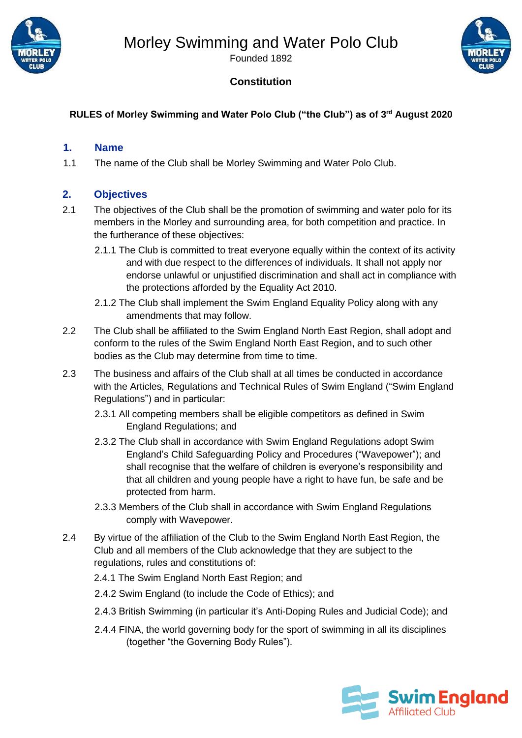# Morley Swimming and Water Polo Club

Founded 1892

**Constitution**

**RULES of Morley Swimming and Water Polo Club ("the Club") as of 3rd August 2020**

## 1. Name

1.1 The name of the Club shall be Morley Swimming and Water Polo Club.

## 2. Objectives

2.1 The objectives of the Club shall be the promotion of swimming and water polo for its members in the Morley and surrounding area, for both competition and practice. In the furtherance of these objectives:

2.1.1 The Club is committed to treat everyone equally within the context of its activity and with due respect to the differences of individuals. It shall not apply nor endorse unlawful or unjustified discrimination and shall act in compliance with the protections afforded by the Equality Act 2010.

2.1.2 The Club shall implement the Swim England Equality Policy along with any amendments that may follow.

2.2 The Club shall be affiliated to the Swim England North East Region, shall adopt and conform to the rules of the Swim England North East Region, and to such other bodies as the Club may determine from time to time.

2.3 The business and affairs of the Club shall at all times be conducted in accordance with the Articles, Regulations and Technical Rules of Swim England ("Swim England Regulations") and in particular:

2.3.1 All competing members shall be eligible competitors as defined in Swim England Regulations; and

2.3.2 The Club shall in accordance with Swim England Regulations adopt Swim England's Child Safeguarding Policy and Procedures ("Wavepower"); and shall recognise that the welfare of children is everyone's responsibility and that all children and young people have a right to have fun, be safe and be protected from harm.

2.3.3 Members of the Club shall in accordance with Swim England Regulations comply with Wavepower.

2.4 By virtue of the affiliation of the Club to the Swim England North East Region, the Club and all members of the Club acknowledge that they are subject to the regulations, rules and constitutions of:

2.4.1 The Swim England North East Region; and

2.4.2 Swim England (to include the Code of Ethics); and

2.4.3 British Swimming (in particular it's Anti-Doping Rules and Judicial Code); and

2.4.4 FINA, the world governing body for the sport of swimming in all its disciplines (together "the Governing Body Rules").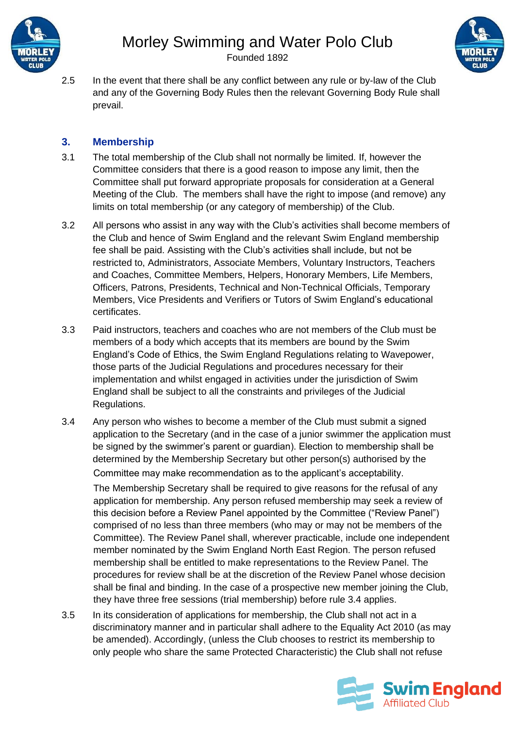2.5 In the event that there shall be any conflict between any rule or by-law of the Club and any of the Governing Body Rules then the relevant Governing Body Rule shall prevail.

## 3. Membership

3.1 The total membership of the Club shall not normally be limited. If, however the Committee considers that there is a good reason to impose any limit, then the Committee shall put forward appropriate proposals for consideration at a General Meeting of the Club. The members shall have the right to impose (and remove) any limits on total membership (or any category of membership) of the Club.

3.2 All persons who assist in any way with the Club's activities shall become members of the Club and hence of Swim England and the relevant Swim England membership fee shall be paid. Assisting with the Club's activities shall include, but not be restricted to, Administrators, Associate Members, Voluntary Instructors, Teachers and Coaches, Committee Members, Helpers, Honorary Members, Life Members, Officers, Patrons, Presidents, Technical and Non-Technical Officials, Temporary Members, Vice Presidents and Verifiers or Tutors of Swim England's educational certificates.

3.3 Paid instructors, teachers and coaches who are not members of the Club must be members of a body which accepts that its members are bound by the Swim England's Code of Ethics, the Swim England Regulations relating to Wavepower, those parts of the Judicial Regulations and procedures necessary for their implementation and whilst engaged in activities under the jurisdiction of Swim England shall be subject to all the constraints and privileges of the Judicial Regulations.

3.4 Any person who wishes to become a member of the Club must submit a signed application to the Secretary (and in the case of a junior swimmer the application must be signed by the swimmer's parent or guardian). Election to membership shall be determined by the Membership Secretary but other person(s) authorised by the Committee may make recommendation as to the applicant's acceptability.

The Membership Secretary shall be required to give reasons for the refusal of any application for membership. Any person refused membership may seek a review of this decision before a Review Panel appointed by the Committee ("Review Panel") comprised of no less than three members (who may or may not be members of the Committee). The Review Panel shall, wherever practicable, include one independent member nominated by the Swim England North East Region. The person refused membership shall be entitled to make representations to the Review Panel. The procedures for review shall be at the discretion of the Review Panel whose decision shall be final and binding. In the case of a prospective new member joining the Club, they have three free sessions (trial membership) before rule 3.4 applies.

3.5 In its consideration of applications for membership, the Club shall not act in a discriminatory manner and in particular shall adhere to the Equality Act 2010 (as may be amended). Accordingly, (unless the Club chooses to restrict its membership to only people who share the same Protected Characteristic) the Club shall not refuse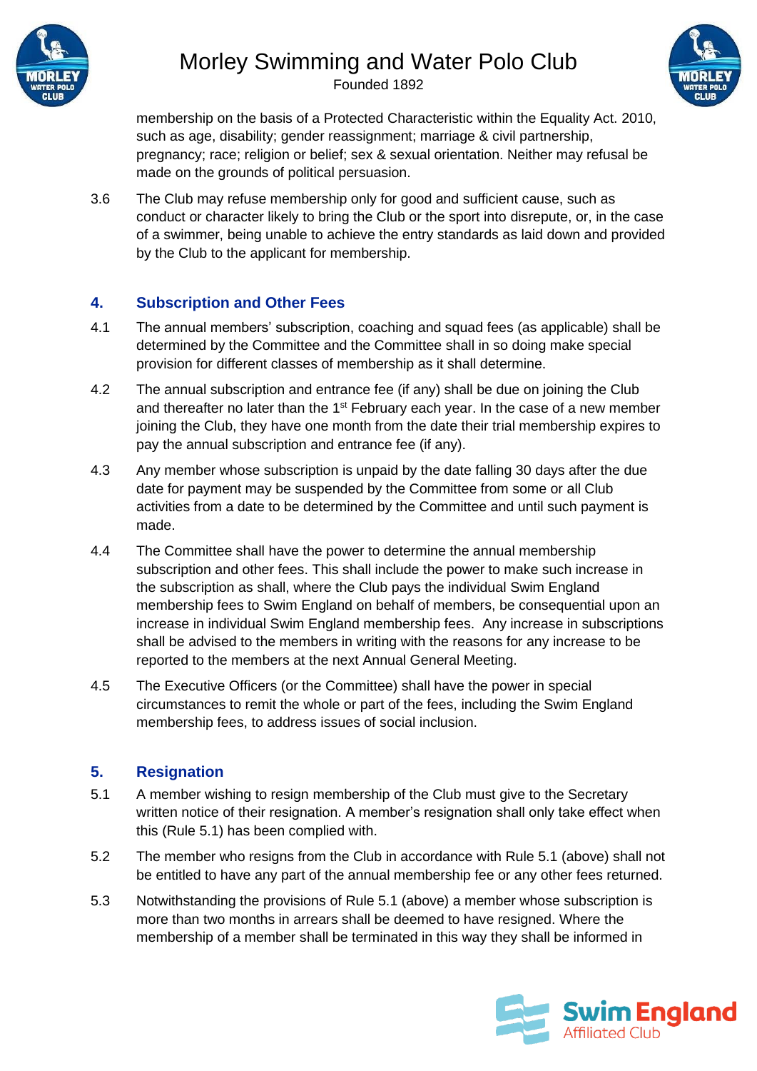membership on the basis of a Protected Characteristic within the Equality Act. 2010, such as age, disability; gender reassignment; marriage & civil partnership, pregnancy; race; religion or belief; sex & sexual orientation. Neither may refusal be made on the grounds of political persuasion.

3.6 The Club may refuse membership only for good and sufficient cause, such as conduct or character likely to bring the Club or the sport into disrepute, or, in the case of a swimmer, being unable to achieve the entry standards as laid down and provided by the Club to the applicant for membership.

## 4. Subscription and Other Fees

4.1 The annual members' subscription, coaching and squad fees (as applicable) shall be determined by the Committee and the Committee shall in so doing make special provision for different classes of membership as it shall determine.

4.2 The annual subscription and entrance fee (if any) shall be due on joining the Club and thereafter no later than the 1st February each year. In the case of a new member joining the Club, they have one month from the date their trial membership expires to pay the annual subscription and entrance fee (if any).

4.3 Any member whose subscription is unpaid by the date falling 30 days after the due date for payment may be suspended by the Committee from some or all Club activities from a date to be determined by the Committee and until such payment is made.

4.4 The Committee shall have the power to determine the annual membership subscription and other fees. This shall include the power to make such increase in the subscription as shall, where the Club pays the individual Swim England membership fees to Swim England on behalf of members, be consequential upon an increase in individual Swim England membership fees. Any increase in subscriptions shall be advised to the members in writing with the reasons for any increase to be reported to the members at the next Annual General Meeting.

4.5 The Executive Officers (or the Committee) shall have the power in special circumstances to remit the whole or part of the fees, including the Swim England membership fees, to address issues of social inclusion.

## 5. Resignation

5.1 A member wishing to resign membership of the Club must give to the Secretary written notice of their resignation. A member's resignation shall only take effect when this (Rule 5.1) has been complied with.

5.2 The member who resigns from the Club in accordance with Rule 5.1 (above) shall not be entitled to have any part of the annual membership fee or any other fees returned.

5.3 Notwithstanding the provisions of Rule 5.1 (above) a member whose subscription is more than two months in arrears shall be deemed to have resigned. Where the membership of a member shall be terminated in this way they shall be informed in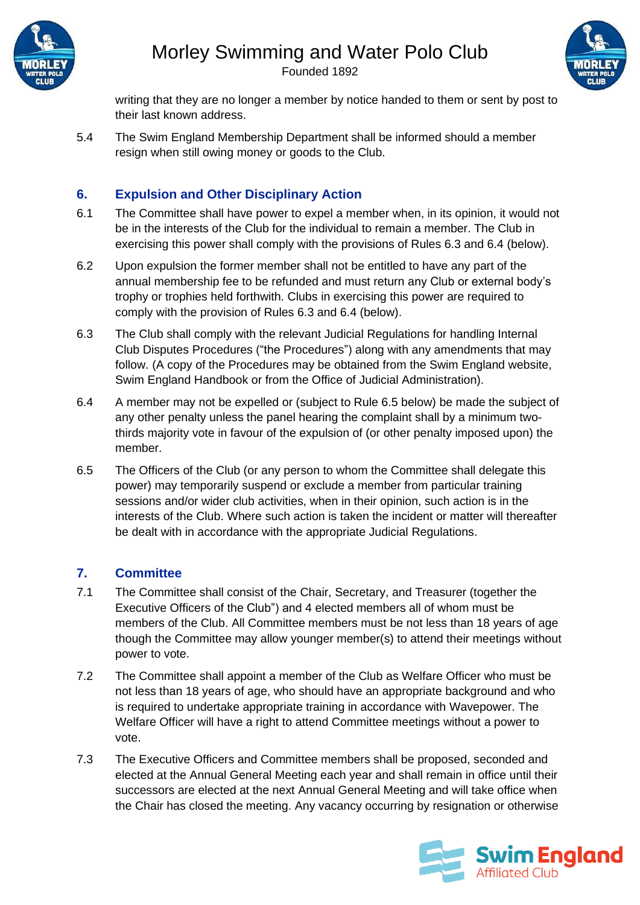writing that they are no longer a member by notice handed to them or sent by post to their last known address.

5.4 The Swim England Membership Department shall be informed should a member resign when still owing money or goods to the Club.

## 6. Expulsion and Other Disciplinary Action

6.1 The Committee shall have power to expel a member when, in its opinion, it would not be in the interests of the Club for the individual to remain a member. The Club in exercising this power shall comply with the provisions of Rules 6.3 and 6.4 (below).

6.2 Upon expulsion the former member shall not be entitled to have any part of the annual membership fee to be refunded and must return any Club or external body's trophy or trophies held forthwith. Clubs in exercising this power are required to comply with the provision of Rules 6.3 and 6.4 (below).

6.3 The Club shall comply with the relevant Judicial Regulations for handling Internal Club Disputes Procedures ("the Procedures") along with any amendments that may follow. (A copy of the Procedures may be obtained from the Swim England website, Swim England Handbook or from the Office of Judicial Administration).

6.4 A member may not be expelled or (subject to Rule 6.5 below) be made the subject of any other penalty unless the panel hearing the complaint shall by a minimum two-thirds majority vote in favour of the expulsion of (or other penalty imposed upon) the member.

6.5 The Officers of the Club (or any person to whom the Committee shall delegate this power) may temporarily suspend or exclude a member from particular training sessions and/or wider club activities, when in their opinion, such action is in the interests of the Club. Where such action is taken the incident or matter will thereafter be dealt with in accordance with the appropriate Judicial Regulations.

## 7. Committee

7.1 The Committee shall consist of the Chair, Secretary, and Treasurer (together the Executive Officers of the Club") and 4 elected members all of whom must be members of the Club. All Committee members must be not less than 18 years of age though the Committee may allow younger member(s) to attend their meetings without power to vote.

7.2 The Committee shall appoint a member of the Club as Welfare Officer who must be not less than 18 years of age, who should have an appropriate background and who is required to undertake appropriate training in accordance with Wavepower. The Welfare Officer will have a right to attend Committee meetings without a power to vote.

7.3 The Executive Officers and Committee members shall be proposed, seconded and elected at the Annual General Meeting each year and shall remain in office until their successors are elected at the next Annual General Meeting and will take office when the Chair has closed the meeting. Any vacancy occurring by resignation or otherwise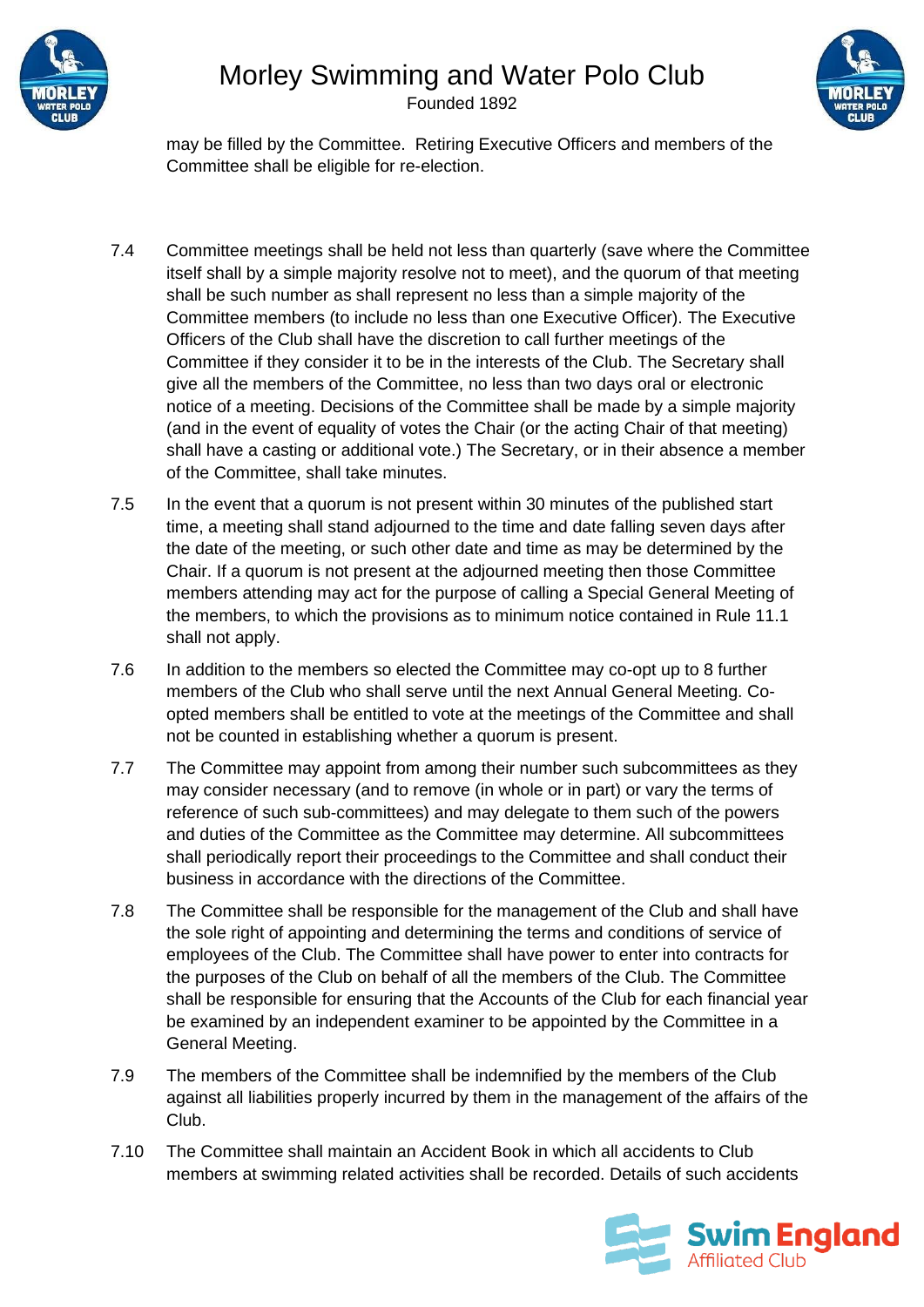may be filled by the Committee. Retiring Executive Officers and members of the Committee shall be eligible for re-election.

7.4 Committee meetings shall be held not less than quarterly (save where the Committee itself shall by a simple majority resolve not to meet), and the quorum of that meeting shall be such number as shall represent no less than a simple majority of the Committee members (to include no less than one Executive Officer). The Executive Officers of the Club shall have the discretion to call further meetings of the Committee if they consider it to be in the interests of the Club. The Secretary shall give all the members of the Committee, no less than two days oral or electronic notice of a meeting. Decisions of the Committee shall be made by a simple majority (and in the event of equality of votes the Chair (or the acting Chair of that meeting) shall have a casting or additional vote.) The Secretary, or in their absence a member of the Committee, shall take minutes.

7.5 In the event that a quorum is not present within 30 minutes of the published start time, a meeting shall stand adjourned to the time and date falling seven days after the date of the meeting, or such other date and time as may be determined by the Chair. If a quorum is not present at the adjourned meeting then those Committee members attending may act for the purpose of calling a Special General Meeting of the members, to which the provisions as to minimum notice contained in Rule 11.1 shall not apply.

7.6 In addition to the members so elected the Committee may co-opt up to 8 further members of the Club who shall serve until the next Annual General Meeting. Co-opted members shall be entitled to vote at the meetings of the Committee and shall not be counted in establishing whether a quorum is present.

7.7 The Committee may appoint from among their number such subcommittees as they may consider necessary (and to remove (in whole or in part) or vary the terms of reference of such sub-committees) and may delegate to them such of the powers and duties of the Committee as the Committee may determine. All subcommittees shall periodically report their proceedings to the Committee and shall conduct their business in accordance with the directions of the Committee.

7.8 The Committee shall be responsible for the management of the Club and shall have the sole right of appointing and determining the terms and conditions of service of employees of the Club. The Committee shall have power to enter into contracts for the purposes of the Club on behalf of all the members of the Club. The Committee shall be responsible for ensuring that the Accounts of the Club for each financial year be examined by an independent examiner to be appointed by the Committee in a General Meeting.

7.9 The members of the Committee shall be indemnified by the members of the Club against all liabilities properly incurred by them in the management of the affairs of the Club.

7.10 The Committee shall maintain an Accident Book in which all accidents to Club members at swimming related activities shall be recorded. Details of such accidents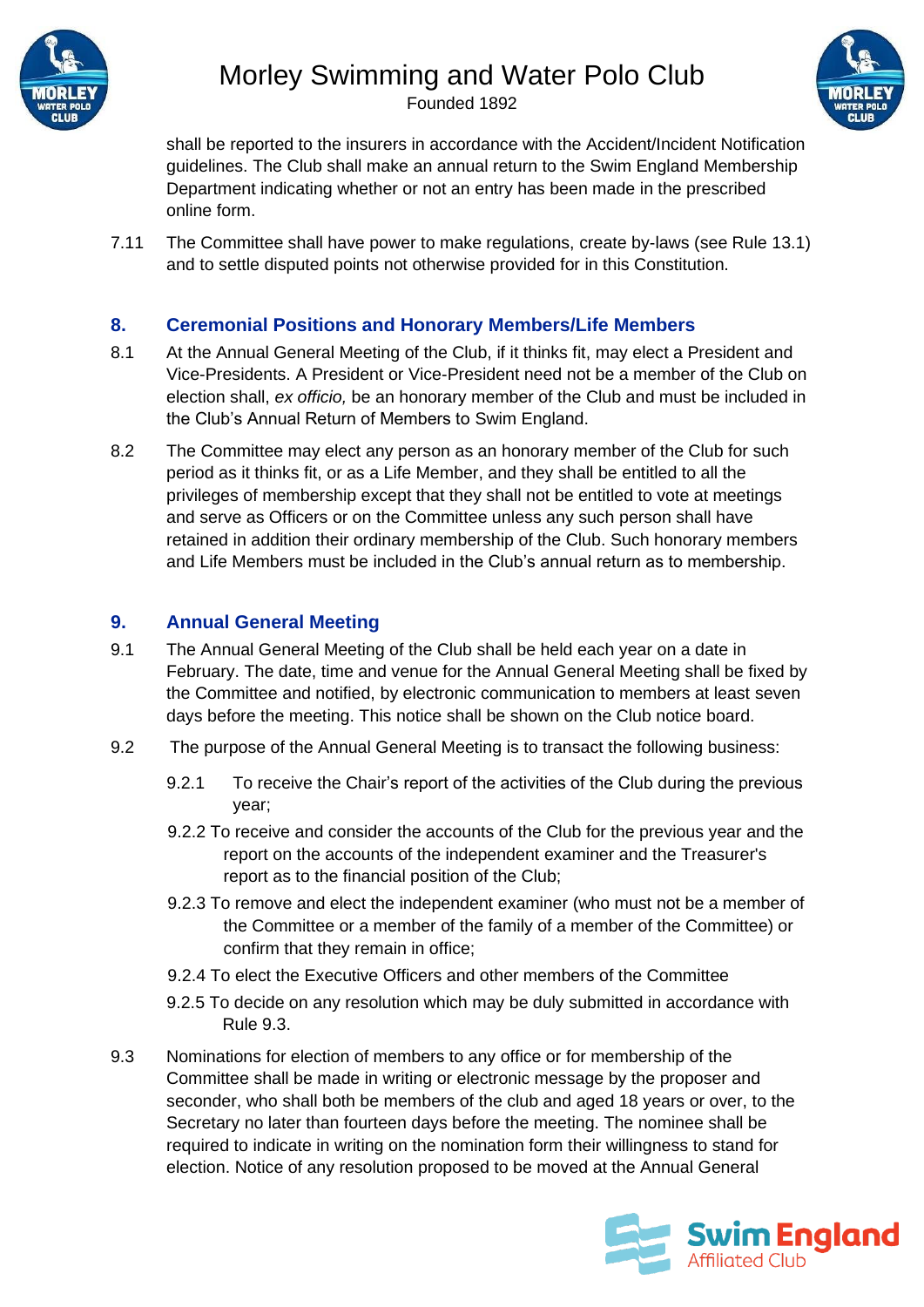shall be reported to the insurers in accordance with the Accident/Incident Notification guidelines. The Club shall make an annual return to the Swim England Membership Department indicating whether or not an entry has been made in the prescribed online form.

7.11 The Committee shall have power to make regulations, create by-laws (see Rule 13.1) and to settle disputed points not otherwise provided for in this Constitution.

## 8. Ceremonial Positions and Honorary Members/Life Members

8.1 At the Annual General Meeting of the Club, if it thinks fit, may elect a President and Vice-Presidents. A President or Vice-President need not be a member of the Club on election shall, *ex officio,* be an honorary member of the Club and must be included in the Club's Annual Return of Members to Swim England.

8.2 The Committee may elect any person as an honorary member of the Club for such period as it thinks fit, or as a Life Member, and they shall be entitled to all the privileges of membership except that they shall not be entitled to vote at meetings and serve as Officers or on the Committee unless any such person shall have retained in addition their ordinary membership of the Club. Such honorary members and Life Members must be included in the Club's annual return as to membership.

## 9. Annual General Meeting

9.1 The Annual General Meeting of the Club shall be held each year on a date in February. The date, time and venue for the Annual General Meeting shall be fixed by the Committee and notified, by electronic communication to members at least seven days before the meeting. This notice shall be shown on the Club notice board.

9.2 The purpose of the Annual General Meeting is to transact the following business:

9.2.1 To receive the Chair's report of the activities of the Club during the previous year;

9.2.2 To receive and consider the accounts of the Club for the previous year and the report on the accounts of the independent examiner and the Treasurer's report as to the financial position of the Club;

9.2.3 To remove and elect the independent examiner (who must not be a member of the Committee or a member of the family of a member of the Committee) or confirm that they remain in office;

9.2.4 To elect the Executive Officers and other members of the Committee

9.2.5 To decide on any resolution which may be duly submitted in accordance with Rule 9.3.

9.3 Nominations for election of members to any office or for membership of the Committee shall be made in writing or electronic message by the proposer and seconder, who shall both be members of the club and aged 18 years or over, to the Secretary no later than fourteen days before the meeting. The nominee shall be required to indicate in writing on the nomination form their willingness to stand for election. Notice of any resolution proposed to be moved at the Annual General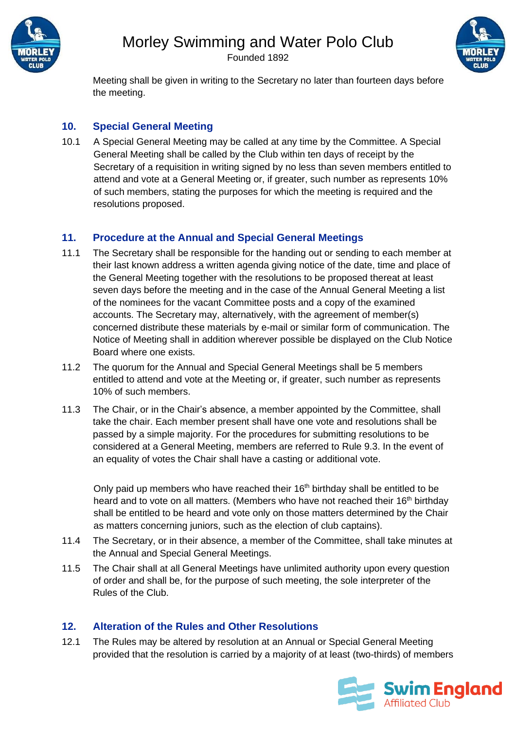Meeting shall be given in writing to the Secretary no later than fourteen days before the meeting.

## 10. Special General Meeting

10.1 A Special General Meeting may be called at any time by the Committee. A Special General Meeting shall be called by the Club within ten days of receipt by the Secretary of a requisition in writing signed by no less than seven members entitled to attend and vote at a General Meeting or, if greater, such number as represents 10% of such members, stating the purposes for which the meeting is required and the resolutions proposed.

## 11. Procedure at the Annual and Special General Meetings

11.1 The Secretary shall be responsible for the handing out or sending to each member at their last known address a written agenda giving notice of the date, time and place of the General Meeting together with the resolutions to be proposed thereat at least seven days before the meeting and in the case of the Annual General Meeting a list of the nominees for the vacant Committee posts and a copy of the examined accounts. The Secretary may, alternatively, with the agreement of member(s) concerned distribute these materials by e-mail or similar form of communication. The Notice of Meeting shall in addition wherever possible be displayed on the Club Notice Board where one exists.

11.2 The quorum for the Annual and Special General Meetings shall be 5 members entitled to attend and vote at the Meeting or, if greater, such number as represents 10% of such members.

11.3 The Chair, or in the Chair's absence, a member appointed by the Committee, shall take the chair. Each member present shall have one vote and resolutions shall be passed by a simple majority. For the procedures for submitting resolutions to be considered at a General Meeting, members are referred to Rule 9.3. In the event of an equality of votes the Chair shall have a casting or additional vote.

Only paid up members who have reached their 16th birthday shall be entitled to be heard and to vote on all matters. (Members who have not reached their 16th birthday shall be entitled to be heard and vote only on those matters determined by the Chair as matters concerning juniors, such as the election of club captains).

11.4 The Secretary, or in their absence, a member of the Committee, shall take minutes at the Annual and Special General Meetings.

11.5 The Chair shall at all General Meetings have unlimited authority upon every question of order and shall be, for the purpose of such meeting, the sole interpreter of the Rules of the Club.

## 12. Alteration of the Rules and Other Resolutions

12.1 The Rules may be altered by resolution at an Annual or Special General Meeting provided that the resolution is carried by a majority of at least (two-thirds) of members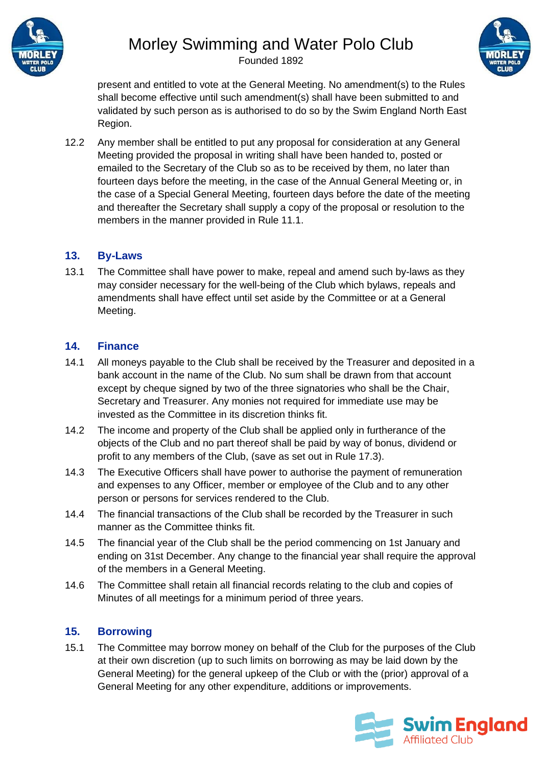present and entitled to vote at the General Meeting. No amendment(s) to the Rules shall become effective until such amendment(s) shall have been submitted to and validated by such person as is authorised to do so by the Swim England North East Region.

12.2 Any member shall be entitled to put any proposal for consideration at any General Meeting provided the proposal in writing shall have been handed to, posted or emailed to the Secretary of the Club so as to be received by them, no later than fourteen days before the meeting, in the case of the Annual General Meeting or, in the case of a Special General Meeting, fourteen days before the date of the meeting and thereafter the Secretary shall supply a copy of the proposal or resolution to the members in the manner provided in Rule 11.1.

## 13. By-Laws

13.1 The Committee shall have power to make, repeal and amend such by-laws as they may consider necessary for the well-being of the Club which bylaws, repeals and amendments shall have effect until set aside by the Committee or at a General Meeting.

## 14. Finance

14.1 All moneys payable to the Club shall be received by the Treasurer and deposited in a bank account in the name of the Club. No sum shall be drawn from that account except by cheque signed by two of the three signatories who shall be the Chair, Secretary and Treasurer. Any monies not required for immediate use may be invested as the Committee in its discretion thinks fit.

14.2 The income and property of the Club shall be applied only in furtherance of the objects of the Club and no part thereof shall be paid by way of bonus, dividend or profit to any members of the Club, (save as set out in Rule 17.3).

14.3 The Executive Officers shall have power to authorise the payment of remuneration and expenses to any Officer, member or employee of the Club and to any other person or persons for services rendered to the Club.

14.4 The financial transactions of the Club shall be recorded by the Treasurer in such manner as the Committee thinks fit.

14.5 The financial year of the Club shall be the period commencing on 1st January and ending on 31st December. Any change to the financial year shall require the approval of the members in a General Meeting.

14.6 The Committee shall retain all financial records relating to the club and copies of Minutes of all meetings for a minimum period of three years.

## 15. Borrowing

15.1 The Committee may borrow money on behalf of the Club for the purposes of the Club at their own discretion (up to such limits on borrowing as may be laid down by the General Meeting) for the general upkeep of the Club or with the (prior) approval of a General Meeting for any other expenditure, additions or improvements.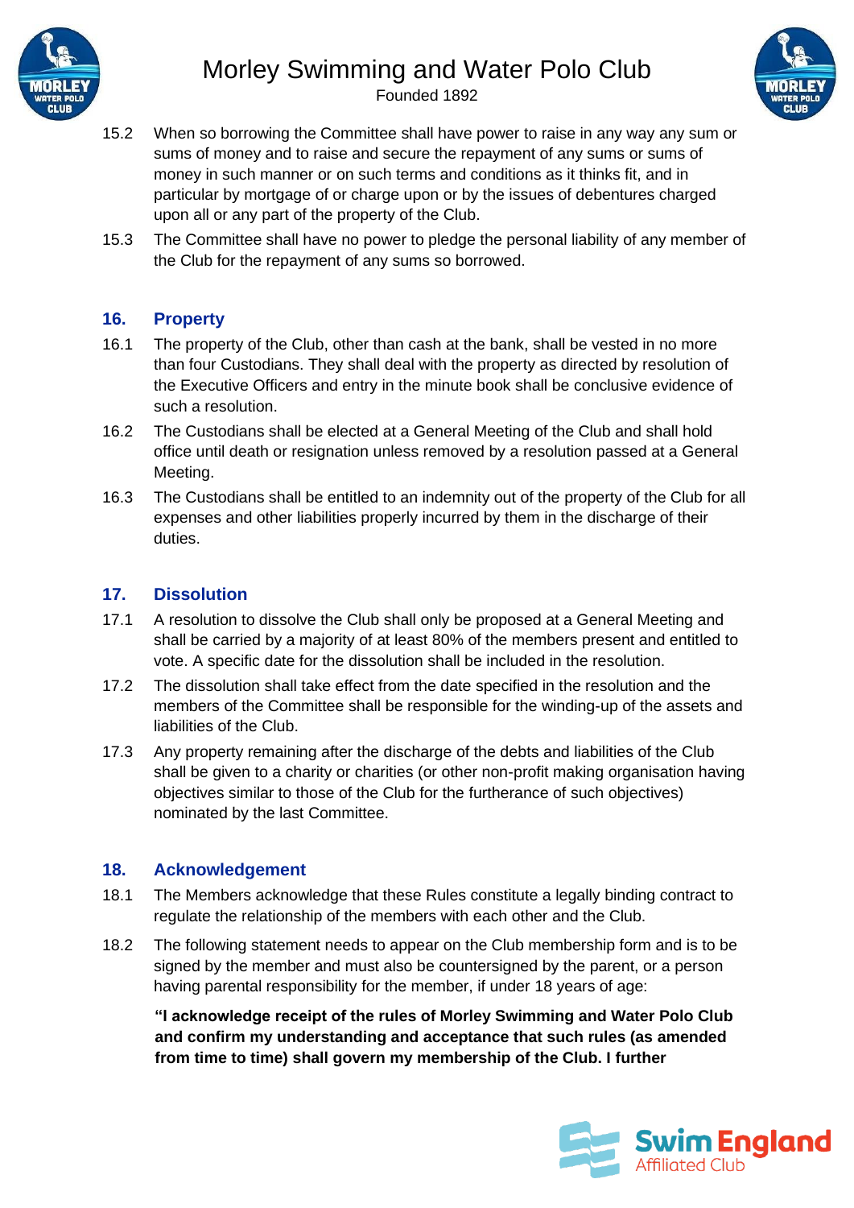15.2 When so borrowing the Committee shall have power to raise in any way any sum or sums of money and to raise and secure the repayment of any sums or sums of money in such manner or on such terms and conditions as it thinks fit, and in particular by mortgage of or charge upon or by the issues of debentures charged upon all or any part of the property of the Club.

15.3 The Committee shall have no power to pledge the personal liability of any member of the Club for the repayment of any sums so borrowed.

## 16. Property

16.1 The property of the Club, other than cash at the bank, shall be vested in no more than four Custodians. They shall deal with the property as directed by resolution of the Executive Officers and entry in the minute book shall be conclusive evidence of such a resolution.

16.2 The Custodians shall be elected at a General Meeting of the Club and shall hold office until death or resignation unless removed by a resolution passed at a General Meeting.

16.3 The Custodians shall be entitled to an indemnity out of the property of the Club for all expenses and other liabilities properly incurred by them in the discharge of their duties.

## 17. Dissolution

17.1 A resolution to dissolve the Club shall only be proposed at a General Meeting and shall be carried by a majority of at least 80% of the members present and entitled to vote. A specific date for the dissolution shall be included in the resolution.

17.2 The dissolution shall take effect from the date specified in the resolution and the members of the Committee shall be responsible for the winding-up of the assets and liabilities of the Club.

17.3 Any property remaining after the discharge of the debts and liabilities of the Club shall be given to a charity or charities (or other non-profit making organisation having objectives similar to those of the Club for the furtherance of such objectives) nominated by the last Committee.

## 18. Acknowledgement

18.1 The Members acknowledge that these Rules constitute a legally binding contract to regulate the relationship of the members with each other and the Club.

18.2 The following statement needs to appear on the Club membership form and is to be signed by the member and must also be countersigned by the parent, or a person having parental responsibility for the member, if under 18 years of age:

**"I acknowledge receipt of the rules of Morley Swimming and Water Polo Club and confirm my understanding and acceptance that such rules (as amended from time to time) shall govern my membership of the Club. I further**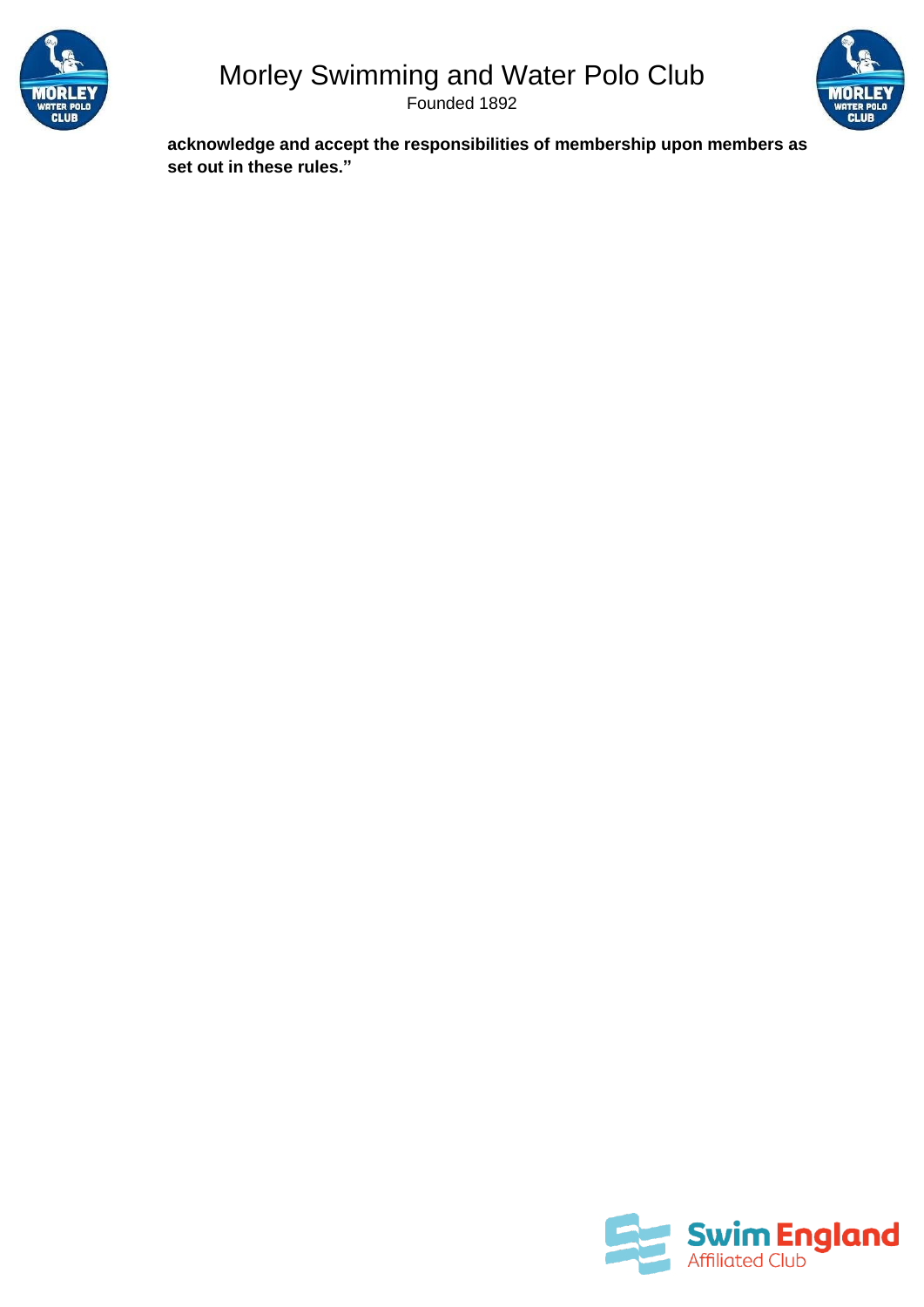**acknowledge and accept the responsibilities of membership upon members as set out in these rules."**